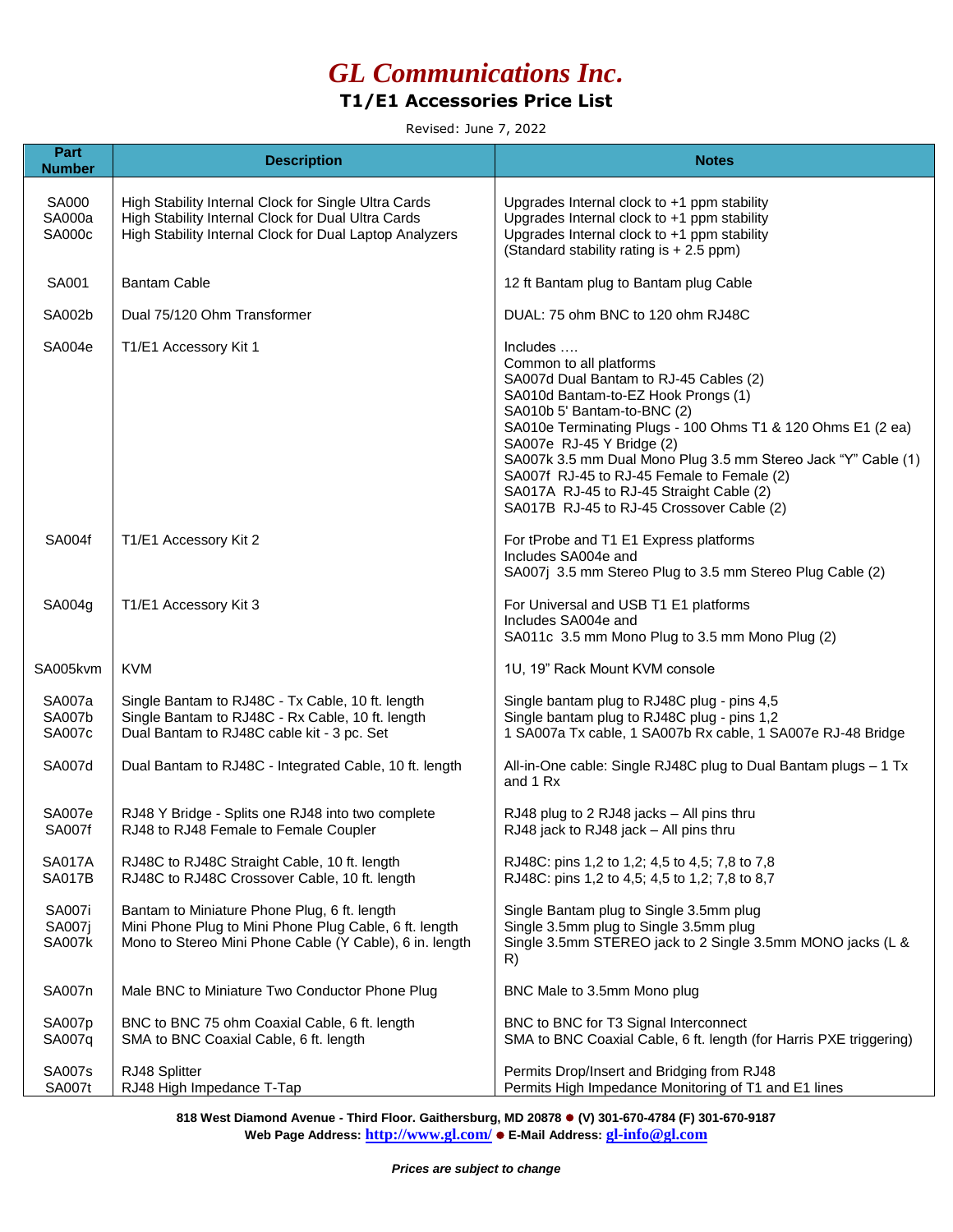# GL Communications Inc.

## T1/E1 Accessories Price List

Revised: June 7, 2022

| Part Number | Description | Notes |
|---|---|---|
| SA000<br>SA000a<br>SA000c | High Stability Internal Clock for Single Ultra Cards<br>High Stability Internal Clock for Dual Ultra Cards<br>High Stability Internal Clock for Dual Laptop Analyzers | Upgrades Internal clock to +1 ppm stability<br>Upgrades Internal clock to +1 ppm stability<br>Upgrades Internal clock to +1 ppm stability<br>(Standard stability rating is + 2.5 ppm) |
| SA001 | Bantam Cable | 12 ft Bantam plug to Bantam plug Cable |
| SA002b | Dual 75/120 Ohm Transformer | DUAL: 75 ohm BNC to 120 ohm RJ48C |
| SA004e | T1/E1 Accessory Kit 1 | Includes ….<br>Common to all platforms<br>SA007d Dual Bantam to RJ-45 Cables (2)<br>SA010d Bantam-to-EZ Hook Prongs (1)<br>SA010b 5' Bantam-to-BNC (2)<br>SA010e Terminating Plugs - 100 Ohms T1 & 120 Ohms E1 (2 ea)<br>SA007e RJ-45 Y Bridge (2)<br>SA007k 3.5 mm Dual Mono Plug 3.5 mm Stereo Jack "Y" Cable (1)<br>SA007f RJ-45 to RJ-45 Female to Female (2)<br>SA017A RJ-45 to RJ-45 Straight Cable (2)<br>SA017B RJ-45 to RJ-45 Crossover Cable (2) |
| SA004f | T1/E1 Accessory Kit 2 | For tProbe and T1 E1 Express platforms<br>Includes SA004e and<br>SA007j 3.5 mm Stereo Plug to 3.5 mm Stereo Plug Cable (2) |
| SA004g | T1/E1 Accessory Kit 3 | For Universal and USB T1 E1 platforms<br>Includes SA004e and<br>SA011c 3.5 mm Mono Plug to 3.5 mm Mono Plug (2) |
| SA005kvm | KVM | 1U, 19" Rack Mount KVM console |
| SA007a<br>SA007b<br>SA007c | Single Bantam to RJ48C - Tx Cable, 10 ft. length<br>Single Bantam to RJ48C - Rx Cable, 10 ft. length<br>Dual Bantam to RJ48C cable kit - 3 pc. Set | Single bantam plug to RJ48C plug - pins 4,5<br>Single bantam plug to RJ48C plug - pins 1,2<br>1 SA007a Tx cable, 1 SA007b Rx cable, 1 SA007e RJ-48 Bridge |
| SA007d | Dual Bantam to RJ48C - Integrated Cable, 10 ft. length | All-in-One cable: Single RJ48C plug to Dual Bantam plugs – 1 Tx and 1 Rx |
| SA007e<br>SA007f | RJ48 Y Bridge - Splits one RJ48 into two complete<br>RJ48 to RJ48 Female to Female Coupler | RJ48 plug to 2 RJ48 jacks – All pins thru<br>RJ48 jack to RJ48 jack – All pins thru |
| SA017A<br>SA017B | RJ48C to RJ48C Straight Cable, 10 ft. length<br>RJ48C to RJ48C Crossover Cable, 10 ft. length | RJ48C: pins 1,2 to 1,2; 4,5 to 4,5; 7,8 to 7,8<br>RJ48C: pins 1,2 to 4,5; 4,5 to 1,2; 7,8 to 8,7 |
| SA007i<br>SA007j<br>SA007k | Bantam to Miniature Phone Plug, 6 ft. length<br>Mini Phone Plug to Mini Phone Plug Cable, 6 ft. length<br>Mono to Stereo Mini Phone Cable (Y Cable), 6 in. length | Single Bantam plug to Single 3.5mm plug<br>Single 3.5mm plug to Single 3.5mm plug<br>Single 3.5mm STEREO jack to 2 Single 3.5mm MONO jacks (L & R) |
| SA007n | Male BNC to Miniature Two Conductor Phone Plug | BNC Male to 3.5mm Mono plug |
| SA007p<br>SA007q | BNC to BNC 75 ohm Coaxial Cable, 6 ft. length<br>SMA to BNC Coaxial Cable, 6 ft. length | BNC to BNC for T3 Signal Interconnect<br>SMA to BNC Coaxial Cable, 6 ft. length (for Harris PXE triggering) |
| SA007s<br>SA007t | RJ48 Splitter<br>RJ48 High Impedance T-Tap | Permits Drop/Insert and Bridging from RJ48<br>Permits High Impedance Monitoring of T1 and E1 lines |

**818 West Diamond Avenue - Third Floor. Gaithersburg, MD 20878 ● (V) 301-670-4784 (F) 301-670-9187**
**Web Page Address: http://www.gl.com/ ● E-Mail Address: gl-info@gl.com**

***Prices are subject to change***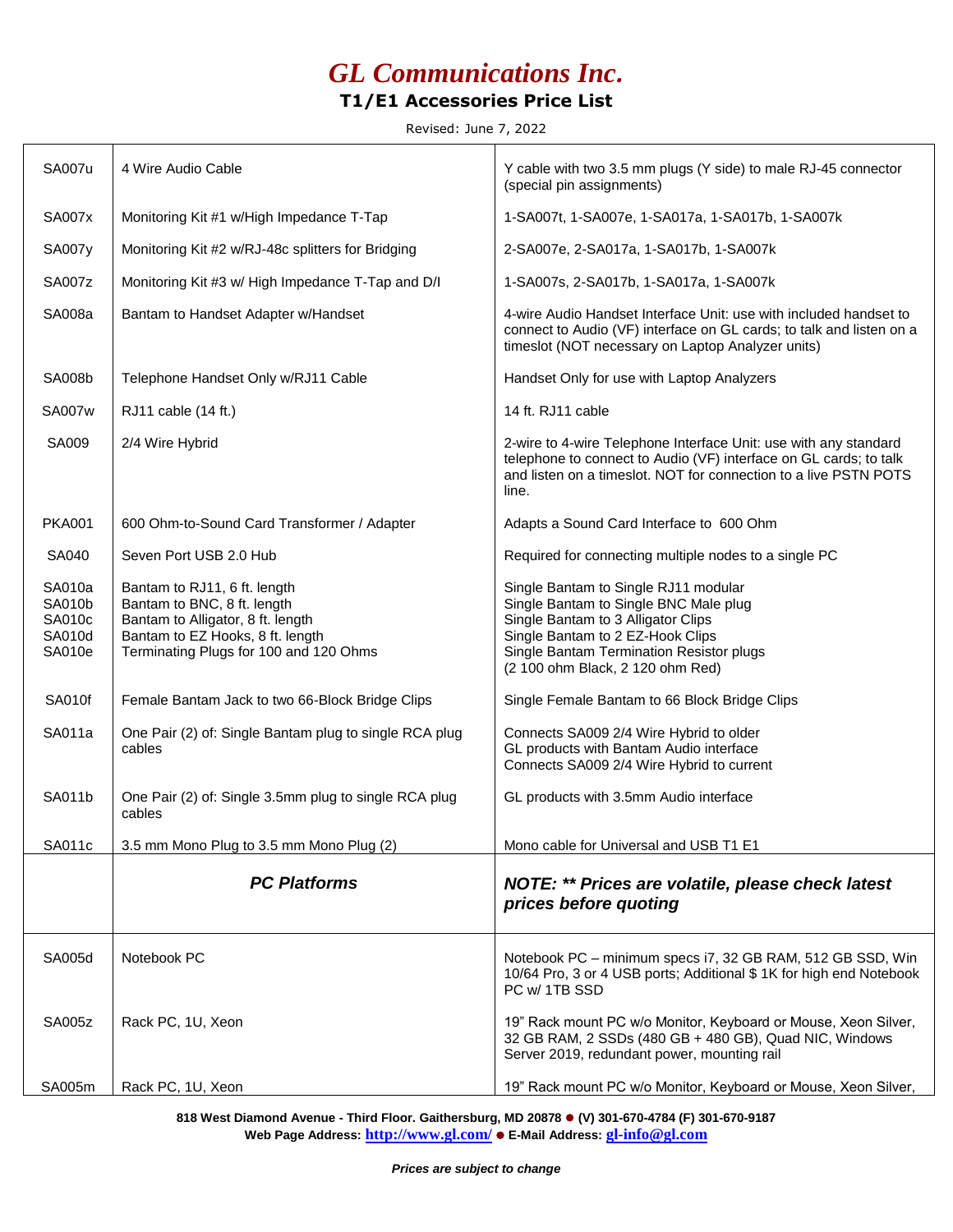# GL Communications Inc.

## T1/E1 Accessories Price List

Revised: June 7, 2022

| | | |
|---|---|---|
| SA007u | 4 Wire Audio Cable | Y cable with two 3.5 mm plugs (Y side) to male RJ-45 connector (special pin assignments) |
| SA007x | Monitoring Kit #1 w/High Impedance T-Tap | 1-SA007t, 1-SA007e, 1-SA017a, 1-SA017b, 1-SA007k |
| SA007y | Monitoring Kit #2 w/RJ-48c splitters for Bridging | 2-SA007e, 2-SA017a, 1-SA017b, 1-SA007k |
| SA007z | Monitoring Kit #3 w/ High Impedance T-Tap and D/I | 1-SA007s, 2-SA017b, 1-SA017a, 1-SA007k |
| SA008a | Bantam to Handset Adapter w/Handset | 4-wire Audio Handset Interface Unit: use with included handset to connect to Audio (VF) interface on GL cards; to talk and listen on a timeslot (NOT necessary on Laptop Analyzer units) |
| SA008b | Telephone Handset Only w/RJ11 Cable | Handset Only for use with Laptop Analyzers |
| SA007w | RJ11 cable (14 ft.) | 14 ft. RJ11 cable |
| SA009 | 2/4 Wire Hybrid | 2-wire to 4-wire Telephone Interface Unit: use with any standard telephone to connect to Audio (VF) interface on GL cards; to talk and listen on a timeslot. NOT for connection to a live PSTN POTS line. |
| PKA001 | 600 Ohm-to-Sound Card Transformer / Adapter | Adapts a Sound Card Interface to 600 Ohm |
| SA040 | Seven Port USB 2.0 Hub | Required for connecting multiple nodes to a single PC |
| SA010a<br>SA010b<br>SA010c<br>SA010d<br>SA010e | Bantam to RJ11, 6 ft. length<br>Bantam to BNC, 8 ft. length<br>Bantam to Alligator, 8 ft. length<br>Bantam to EZ Hooks, 8 ft. length<br>Terminating Plugs for 100 and 120 Ohms | Single Bantam to Single RJ11 modular<br>Single Bantam to Single BNC Male plug<br>Single Bantam to 3 Alligator Clips<br>Single Bantam to 2 EZ-Hook Clips<br>Single Bantam Termination Resistor plugs<br>(2 100 ohm Black, 2 120 ohm Red) |
| SA010f | Female Bantam Jack to two 66-Block Bridge Clips | Single Female Bantam to 66 Block Bridge Clips |
| SA011a | One Pair (2) of: Single Bantam plug to single RCA plug cables | Connects SA009 2/4 Wire Hybrid to older GL products with Bantam Audio interface |
| SA011b | One Pair (2) of: Single 3.5mm plug to single RCA plug cables | Connects SA009 2/4 Wire Hybrid to current GL products with 3.5mm Audio interface |
| SA011c | 3.5 mm Mono Plug to 3.5 mm Mono Plug (2) | Mono cable for Universal and USB T1 E1 |
| | ***PC Platforms*** | ***NOTE: \*\* Prices are volatile, please check latest prices before quoting*** |
| SA005d | Notebook PC | Notebook PC – minimum specs i7, 32 GB RAM, 512 GB SSD, Win 10/64 Pro, 3 or 4 USB ports; Additional $ 1K for high end Notebook PC w/ 1TB SSD |
| SA005z | Rack PC, 1U, Xeon | 19" Rack mount PC w/o Monitor, Keyboard or Mouse, Xeon Silver, 32 GB RAM, 2 SSDs (480 GB + 480 GB), Quad NIC, Windows Server 2019, redundant power, mounting rail |
| SA005m | Rack PC, 1U, Xeon | 19" Rack mount PC w/o Monitor, Keyboard or Mouse, Xeon Silver, |

**818 West Diamond Avenue - Third Floor. Gaithersburg, MD 20878 ● (V) 301-670-4784 (F) 301-670-9187**
**Web Page Address: http://www.gl.com/ ● E-Mail Address: gl-info@gl.com**

***Prices are subject to change***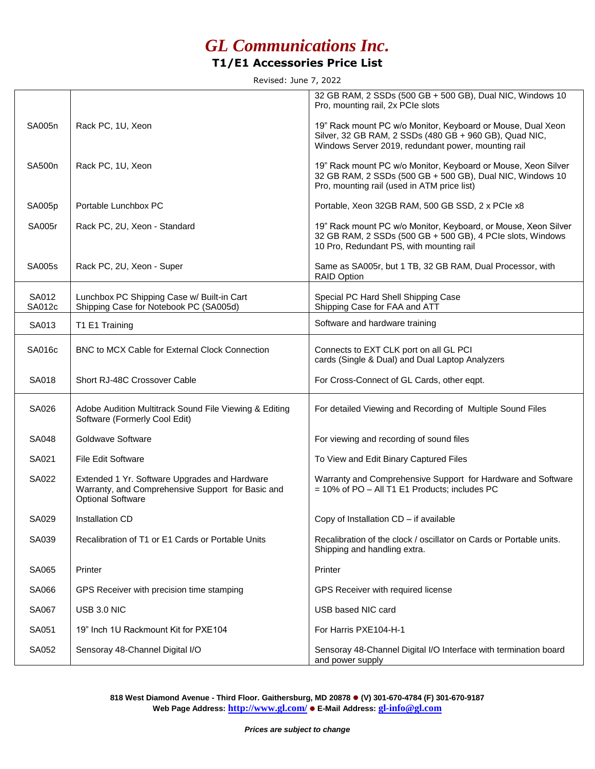# GL Communications Inc.

## T1/E1 Accessories Price List

Revised: June 7, 2022

| | | |
|---|---|---|
| | | 32 GB RAM, 2 SSDs (500 GB + 500 GB), Dual NIC, Windows 10 Pro, mounting rail, 2x PCIe slots |
| SA005n | Rack PC, 1U, Xeon | 19" Rack mount PC w/o Monitor, Keyboard or Mouse, Dual Xeon Silver, 32 GB RAM, 2 SSDs (480 GB + 960 GB), Quad NIC, Windows Server 2019, redundant power, mounting rail |
| SA500n | Rack PC, 1U, Xeon | 19" Rack mount PC w/o Monitor, Keyboard or Mouse, Xeon Silver 32 GB RAM, 2 SSDs (500 GB + 500 GB), Dual NIC, Windows 10 Pro, mounting rail (used in ATM price list) |
| SA005p | Portable Lunchbox PC | Portable, Xeon 32GB RAM, 500 GB SSD, 2 x PCIe x8 |
| SA005r | Rack PC, 2U, Xeon - Standard | 19" Rack mount PC w/o Monitor, Keyboard, or Mouse, Xeon Silver 32 GB RAM, 2 SSDs (500 GB + 500 GB), 4 PCIe slots, Windows 10 Pro, Redundant PS, with mounting rail |
| SA005s | Rack PC, 2U, Xeon - Super | Same as SA005r, but 1 TB, 32 GB RAM, Dual Processor, with RAID Option |
| SA012<br>SA012c | Lunchbox PC Shipping Case w/ Built-in Cart<br>Shipping Case for Notebook PC (SA005d) | Special PC Hard Shell Shipping Case<br>Shipping Case for FAA and ATT |
| SA013 | T1 E1 Training | Software and hardware training |
| SA016c | BNC to MCX Cable for External Clock Connection | Connects to EXT CLK port on all GL PCI cards (Single & Dual) and Dual Laptop Analyzers |
| SA018 | Short RJ-48C Crossover Cable | For Cross-Connect of GL Cards, other eqpt. |
| SA026 | Adobe Audition Multitrack Sound File Viewing & Editing Software (Formerly Cool Edit) | For detailed Viewing and Recording of Multiple Sound Files |
| SA048 | Goldwave Software | For viewing and recording of sound files |
| SA021 | File Edit Software | To View and Edit Binary Captured Files |
| SA022 | Extended 1 Yr. Software Upgrades and Hardware Warranty, and Comprehensive Support for Basic and Optional Software | Warranty and Comprehensive Support for Hardware and Software = 10% of PO – All T1 E1 Products; includes PC |
| SA029 | Installation CD | Copy of Installation CD – if available |
| SA039 | Recalibration of T1 or E1 Cards or Portable Units | Recalibration of the clock / oscillator on Cards or Portable units. Shipping and handling extra. |
| SA065 | Printer | Printer |
| SA066 | GPS Receiver with precision time stamping | GPS Receiver with required license |
| SA067 | USB 3.0 NIC | USB based NIC card |
| SA051 | 19" Inch 1U Rackmount Kit for PXE104 | For Harris PXE104-H-1 |
| SA052 | Sensoray 48-Channel Digital I/O | Sensoray 48-Channel Digital I/O Interface with termination board and power supply |

**818 West Diamond Avenue - Third Floor. Gaithersburg, MD 20878 ● (V) 301-670-4784 (F) 301-670-9187**
**Web Page Address: http://www.gl.com/ ● E-Mail Address: gl-info@gl.com**

***Prices are subject to change***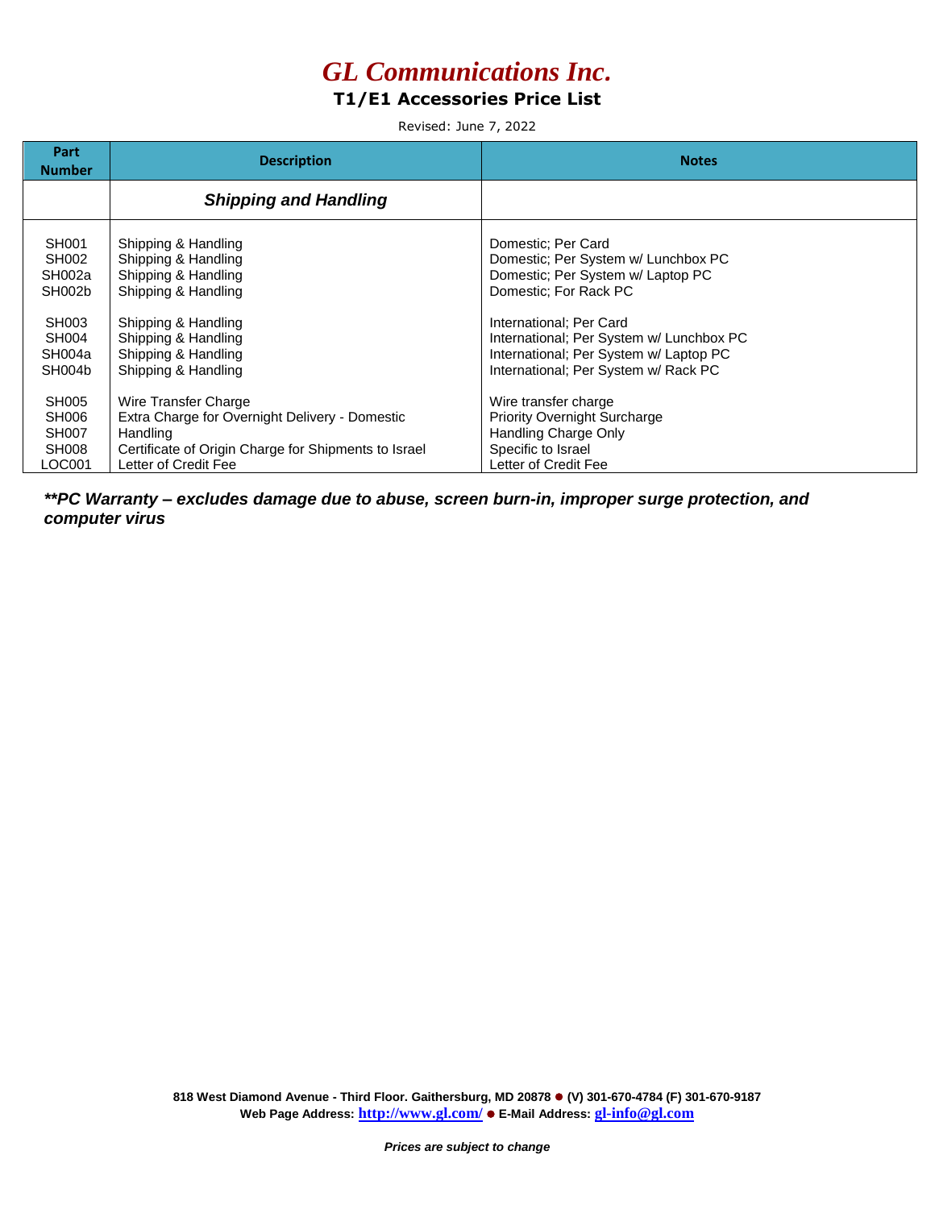# GL Communications Inc.

## T1/E1 Accessories Price List

Revised: June 7, 2022

| Part Number | Description | Notes |
|---|---|---|
| | ***Shipping and Handling*** | |
| SH001 | Shipping & Handling | Domestic; Per Card |
| SH002 | Shipping & Handling | Domestic; Per System w/ Lunchbox PC |
| SH002a | Shipping & Handling | Domestic; Per System w/ Laptop PC |
| SH002b | Shipping & Handling | Domestic; For Rack PC |
| SH003 | Shipping & Handling | International; Per Card |
| SH004 | Shipping & Handling | International; Per System w/ Lunchbox PC |
| SH004a | Shipping & Handling | International; Per System w/ Laptop PC |
| SH004b | Shipping & Handling | International; Per System w/ Rack PC |
| SH005 | Wire Transfer Charge | Wire transfer charge |
| SH006 | Extra Charge for Overnight Delivery - Domestic | Priority Overnight Surcharge |
| SH007 | Handling | Handling Charge Only |
| SH008 | Certificate of Origin Charge for Shipments to Israel | Specific to Israel |
| LOC001 | Letter of Credit Fee | Letter of Credit Fee |

***\*\*PC Warranty – excludes damage due to abuse, screen burn-in, improper surge protection, and computer virus***

**818 West Diamond Avenue - Third Floor. Gaithersburg, MD 20878 ● (V) 301-670-4784 (F) 301-670-9187**
**Web Page Address: http://www.gl.com/ ● E-Mail Address: gl-info@gl.com**

***Prices are subject to change***